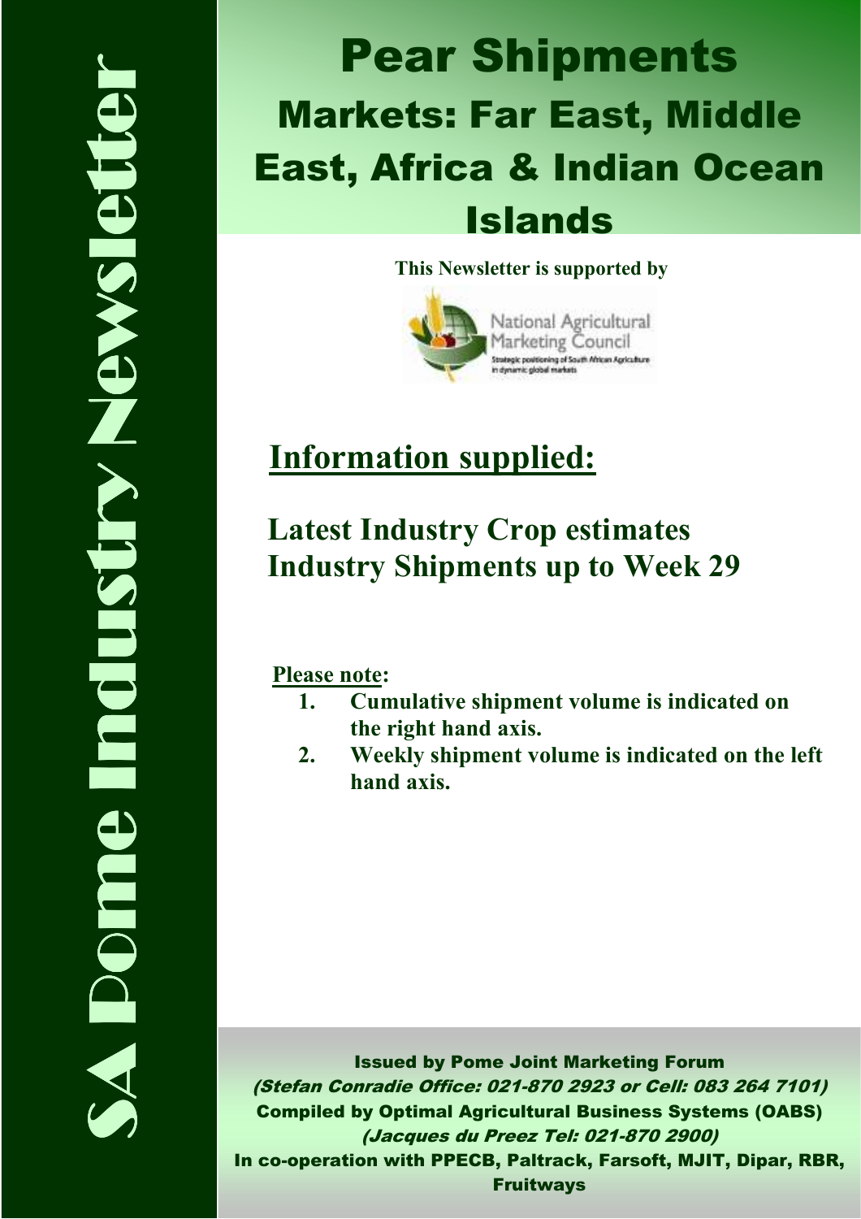SA Pome Industry Newsletter

# Pear Shipments

## Markets: Far East, Middle East, Africa & Indian Ocean Islands

**This Newsletter is supported by**

National Agricultural Marketing Council
Strategic positioning of South African Agriculture in dynamic global markets

## Information supplied:

**Latest Industry Crop estimates**
**Industry Shipments up to Week 29**

**Please note:**

1. **Cumulative shipment volume is indicated on the right hand axis.**
2. **Weekly shipment volume is indicated on the left hand axis.**

**Issued by Pome Joint Marketing Forum**
***(Stefan Conradie Office: 021-870 2923 or Cell: 083 264 7101)***
**Compiled by Optimal Agricultural Business Systems (OABS)**
***(Jacques du Preez Tel: 021-870 2900)***
**In co-operation with PPECB, Paltrack, Farsoft, MJIT, Dipar, RBR, Fruitways**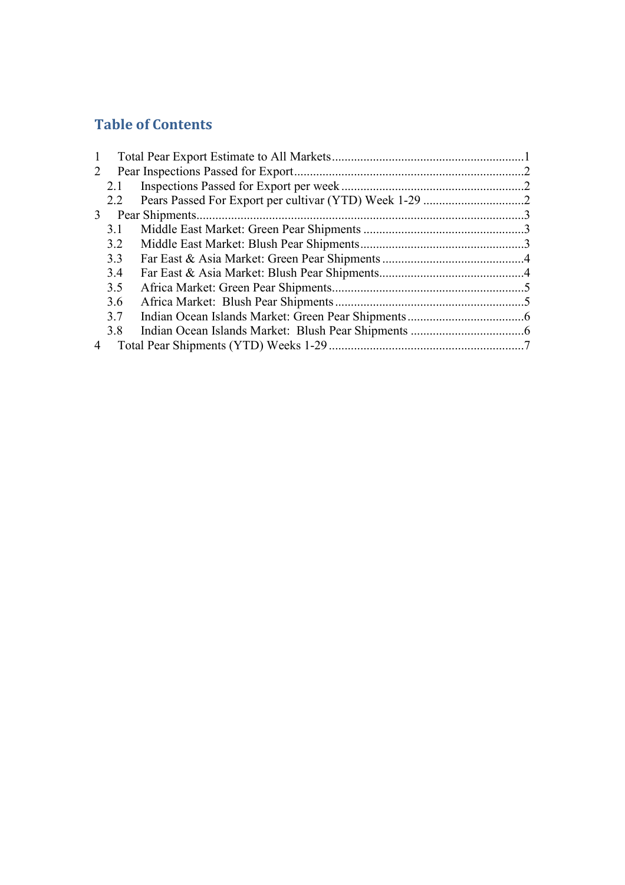## Table of Contents

1 Total Pear Export Estimate to All Markets ............................................................1
2 Pear Inspections Passed for Export........................................................................2
  2.1 Inspections Passed for Export per week ..........................................................2
  2.2 Pears Passed For Export per cultivar (YTD) Week 1-29 ................................2
3 Pear Shipments.......................................................................................................3
  3.1 Middle East Market: Green Pear Shipments ...................................................3
  3.2 Middle East Market: Blush Pear Shipments....................................................3
  3.3 Far East & Asia Market: Green Pear Shipments .............................................4
  3.4 Far East & Asia Market: Blush Pear Shipments..............................................4
  3.5 Africa Market: Green Pear Shipments.............................................................5
  3.6 Africa Market: Blush Pear Shipments ............................................................5
  3.7 Indian Ocean Islands Market: Green Pear Shipments.....................................6
  3.8 Indian Ocean Islands Market: Blush Pear Shipments ....................................6
4 Total Pear Shipments (YTD) Weeks 1-29 .............................................................7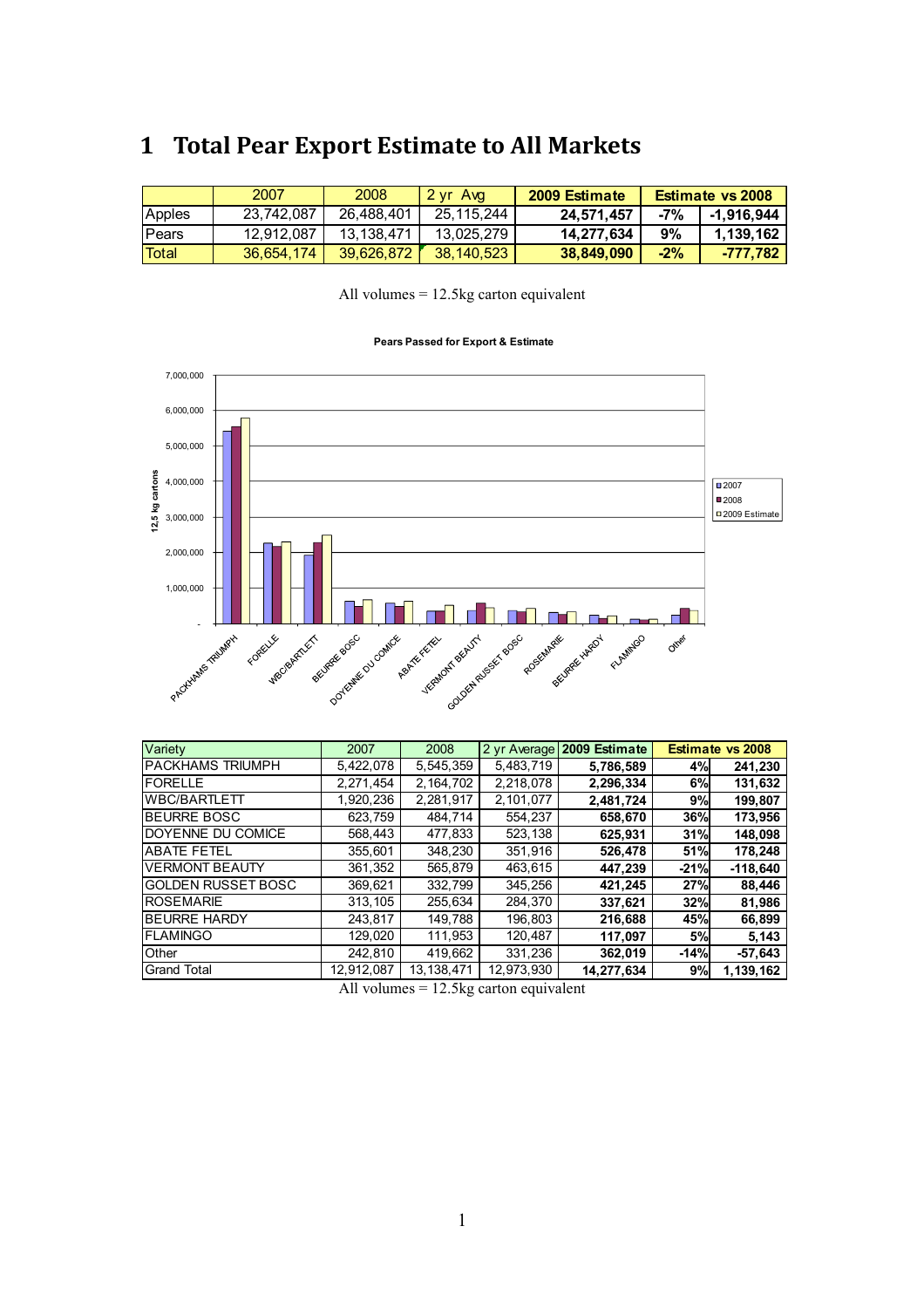# 1 Total Pear Export Estimate to All Markets

| | 2007 | 2008 | 2 yr Avg | 2009 Estimate | Estimate vs 2008 | |
|---|---|---|---|---|---|---|
| Apples | 23,742,087 | 26,488,401 | 25,115,244 | **24,571,457** | **-7%** | **-1,916,944** |
| Pears | 12,912,087 | 13,138,471 | 13,025,279 | **14,277,634** | **9%** | **1,139,162** |
| Total | 36,654,174 | 39,626,872 | 38,140,523 | **38,849,090** | **-2%** | **-777,782** |

All volumes = 12.5kg carton equivalent

**Pears Passed for Export & Estimate**

| Variety | 2007 | 2008 | 2 yr Average | 2009 Estimate | Estimate vs 2008 | |
|---|---|---|---|---|---|---|
| PACKHAMS TRIUMPH | 5,422,078 | 5,545,359 | 5,483,719 | **5,786,589** | **4%** | **241,230** |
| FORELLE | 2,271,454 | 2,164,702 | 2,218,078 | **2,296,334** | **6%** | **131,632** |
| WBC/BARTLETT | 1,920,236 | 2,281,917 | 2,101,077 | **2,481,724** | **9%** | **199,807** |
| BEURRE BOSC | 623,759 | 484,714 | 554,237 | **658,670** | **36%** | **173,956** |
| DOYENNE DU COMICE | 568,443 | 477,833 | 523,138 | **625,931** | **31%** | **148,098** |
| ABATE FETEL | 355,601 | 348,230 | 351,916 | **526,478** | **51%** | **178,248** |
| VERMONT BEAUTY | 361,352 | 565,879 | 463,615 | **447,239** | **-21%** | **-118,640** |
| GOLDEN RUSSET BOSC | 369,621 | 332,799 | 345,256 | **421,245** | **27%** | **88,446** |
| ROSEMARIE | 313,105 | 255,634 | 284,370 | **337,621** | **32%** | **81,986** |
| BEURRE HARDY | 243,817 | 149,788 | 196,803 | **216,688** | **45%** | **66,899** |
| FLAMINGO | 129,020 | 111,953 | 120,487 | **117,097** | **5%** | **5,143** |
| Other | 242,810 | 419,662 | 331,236 | **362,019** | **-14%** | **-57,643** |
| Grand Total | 12,912,087 | 13,138,471 | 12,973,930 | **14,277,634** | **9%** | **1,139,162** |

All volumes = 12.5kg carton equivalent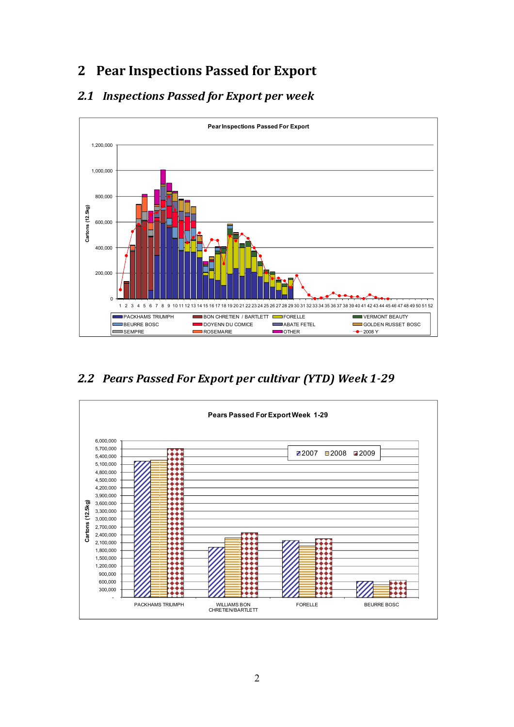# 2 Pear Inspections Passed for Export

## 2.1 *Inspections Passed for Export per week*

## 2.2 *Pears Passed For Export per cultivar (YTD) Week 1-29*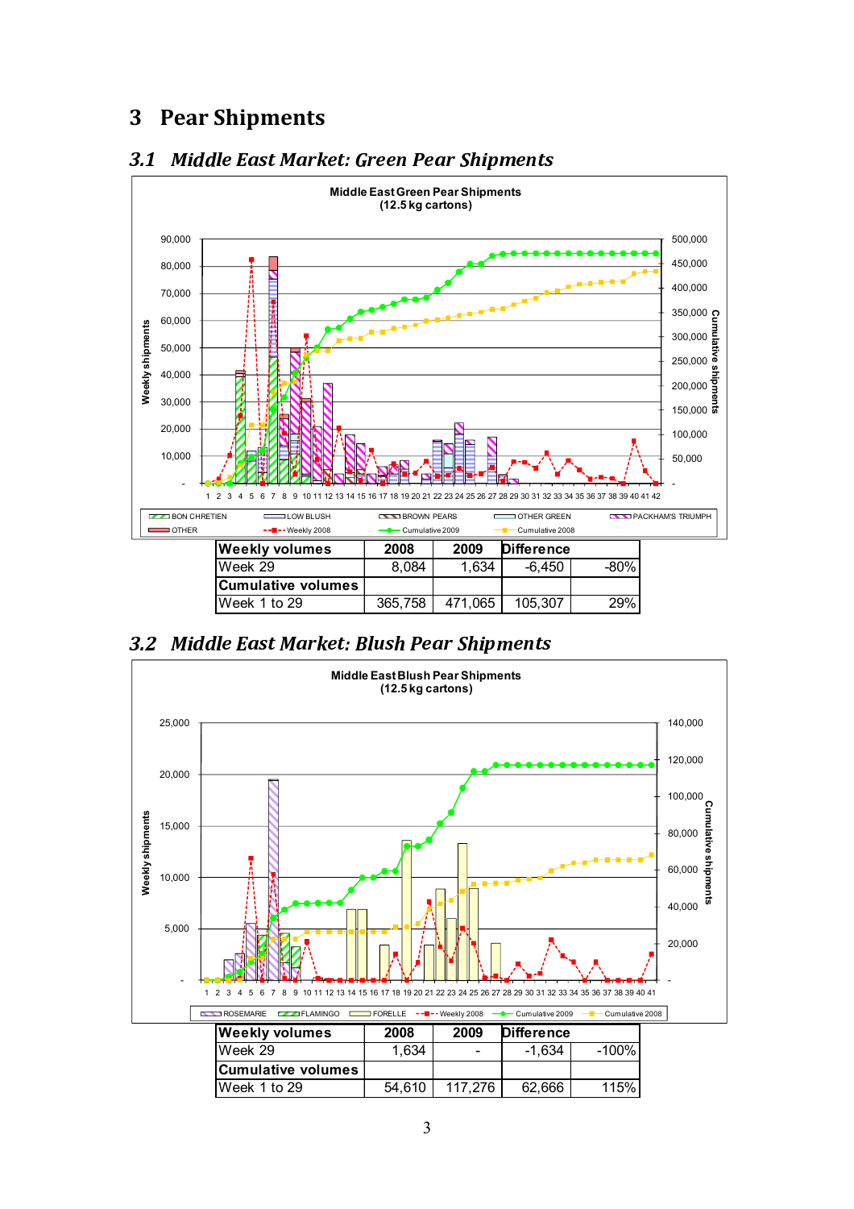# 3 Pear Shipments

## 3.1 Middle East Market: Green Pear Shipments

| Weekly volumes | 2008 | 2009 | Difference | |
|---|---|---|---|---|
| Week 29 | 8,084 | 1,634 | -6,450 | -80% |
| **Cumulative volumes** | | | | |
| Week 1 to 29 | 365,758 | 471,065 | 105,307 | 29% |

## 3.2 Middle East Market: Blush Pear Shipments

| Weekly volumes | 2008 | 2009 | Difference | |
|---|---|---|---|---|
| Week 29 | 1,634 | - | -1,634 | -100% |
| **Cumulative volumes** | | | | |
| Week 1 to 29 | 54,610 | 117,276 | 62,666 | 115% |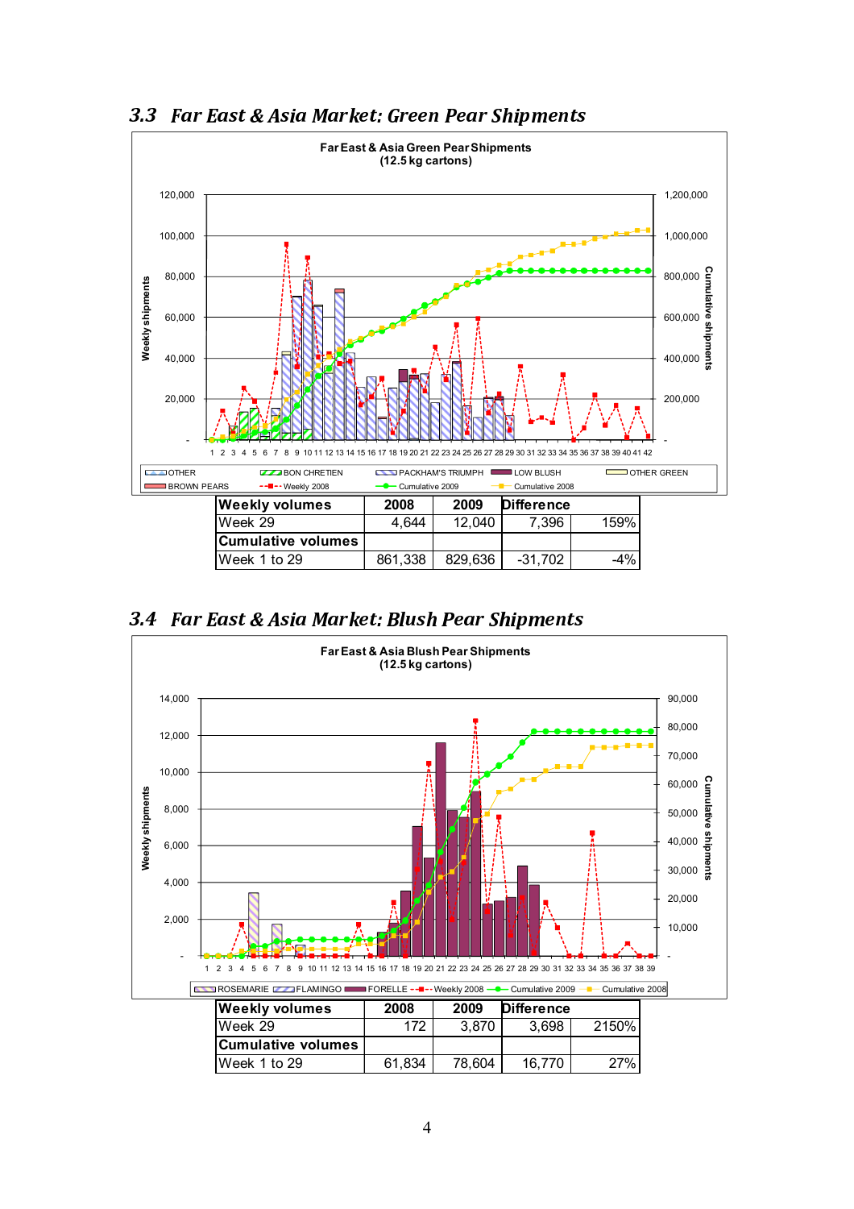## 3.3 *Far East & Asia Market: Green Pear Shipments*

Far East & Asia Green Pear Shipments
(12.5 kg cartons)

| Weekly volumes | 2008 | 2009 | Difference | |
|---|---|---|---|---|
| Week 29 | 4,644 | 12,040 | 7,396 | 159% |
| **Cumulative volumes** | | | | |
| Week 1 to 29 | 861,338 | 829,636 | -31,702 | -4% |

## 3.4 *Far East & Asia Market: Blush Pear Shipments*

Far East & Asia Blush Pear Shipments
(12.5 kg cartons)

| Weekly volumes | 2008 | 2009 | Difference | |
|---|---|---|---|---|
| Week 29 | 172 | 3,870 | 3,698 | 2150% |
| **Cumulative volumes** | | | | |
| Week 1 to 29 | 61,834 | 78,604 | 16,770 | 27% |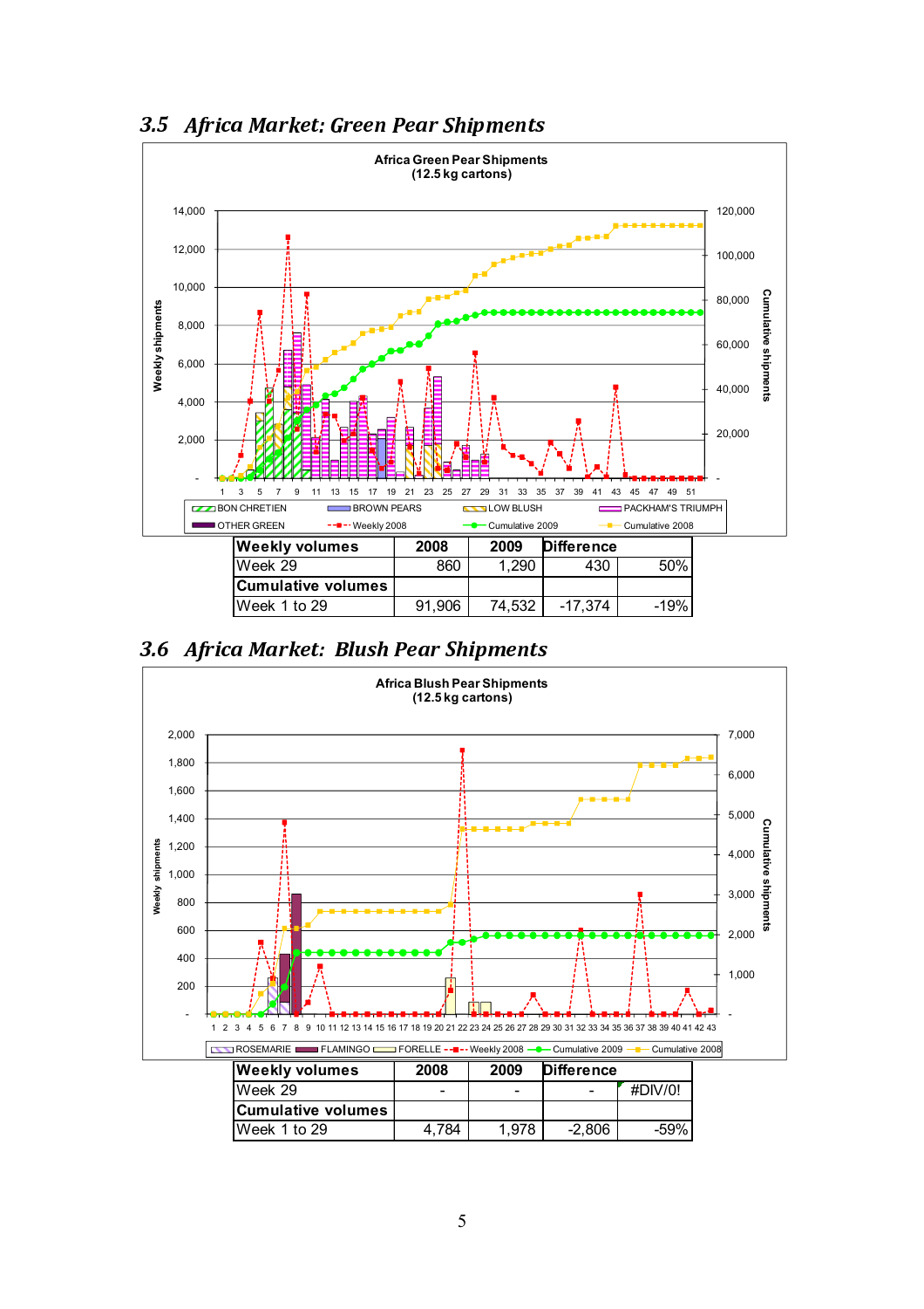### 3.5 *Africa Market: Green Pear Shipments*

| Weekly volumes | 2008 | 2009 | Difference | |
|---|---|---|---|---|
| Week 29 | 860 | 1,290 | 430 | 50% |
| **Cumulative volumes** | | | | |
| Week 1 to 29 | 91,906 | 74,532 | -17,374 | -19% |

### 3.6 *Africa Market: Blush Pear Shipments*

| Weekly volumes | 2008 | 2009 | Difference | |
|---|---|---|---|---|
| Week 29 | - | - | - | #DIV/0! |
| **Cumulative volumes** | | | | |
| Week 1 to 29 | 4,784 | 1,978 | -2,806 | -59% |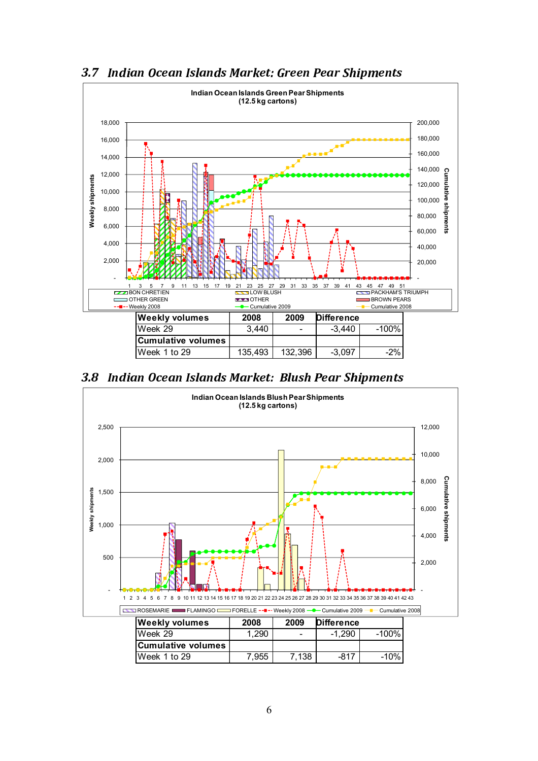## 3.7 Indian Ocean Islands Market: Green Pear Shipments

| Weekly volumes | 2008 | 2009 | Difference | |
|---|---|---|---|---|
| Week 29 | 3,440 | - | -3,440 | -100% |
| **Cumulative volumes** | | | | |
| Week 1 to 29 | 135,493 | 132,396 | -3,097 | -2% |

## 3.8 Indian Ocean Islands Market: Blush Pear Shipments

| Weekly volumes | 2008 | 2009 | Difference | |
|---|---|---|---|---|
| Week 29 | 1,290 | - | -1,290 | -100% |
| **Cumulative volumes** | | | | |
| Week 1 to 29 | 7,955 | 7,138 | -817 | -10% |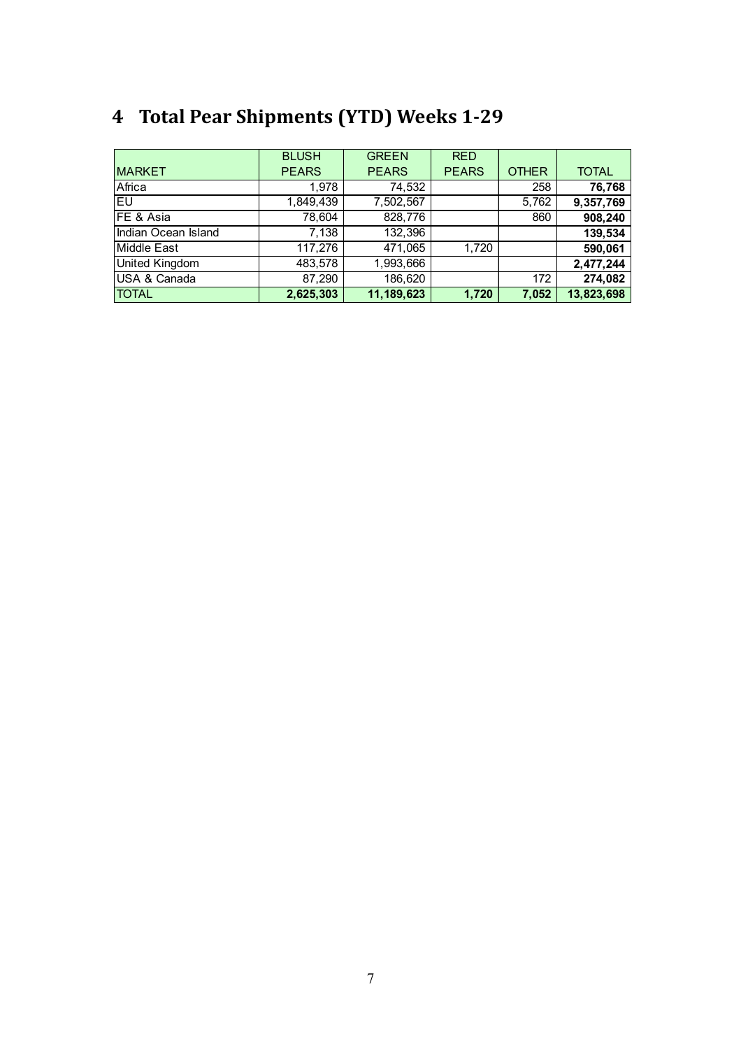# 4 Total Pear Shipments (YTD) Weeks 1-29

| MARKET | BLUSH PEARS | GREEN PEARS | RED PEARS | OTHER | TOTAL |
|---|---|---|---|---|---|
| Africa | 1,978 | 74,532 | | 258 | **76,768** |
| EU | 1,849,439 | 7,502,567 | | 5,762 | **9,357,769** |
| FE & Asia | 78,604 | 828,776 | | 860 | **908,240** |
| Indian Ocean Island | 7,138 | 132,396 | | | **139,534** |
| Middle East | 117,276 | 471,065 | 1,720 | | **590,061** |
| United Kingdom | 483,578 | 1,993,666 | | | **2,477,244** |
| USA & Canada | 87,290 | 186,620 | | 172 | **274,082** |
| TOTAL | **2,625,303** | **11,189,623** | **1,720** | **7,052** | **13,823,698** |